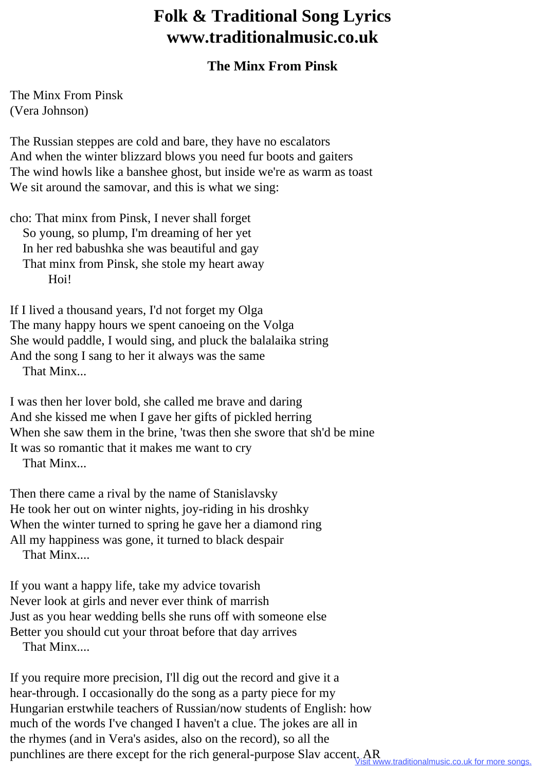# Folk & Traditional Song Lyrics
# www.traditionalmusic.co.uk

## The Minx From Pinsk

The Minx From Pinsk  
(Vera Johnson)

The Russian steppes are cold and bare, they have no escalators  
And when the winter blizzard blows you need fur boots and gaiters  
The wind howls like a banshee ghost, but inside we're as warm as toast  
We sit around the samovar, and this is what we sing:

cho: That minx from Pinsk, I never shall forget  
So young, so plump, I'm dreaming of her yet  
In her red babushka she was beautiful and gay  
That minx from Pinsk, she stole my heart away  
Hoi!

If I lived a thousand years, I'd not forget my Olga  
The many happy hours we spent canoeing on the Volga  
She would paddle, I would sing, and pluck the balalaika string  
And the song I sang to her it always was the same  
That Minx...

I was then her lover bold, she called me brave and daring  
And she kissed me when I gave her gifts of pickled herring  
When she saw them in the brine, 'twas then she swore that sh'd be mine  
It was so romantic that it makes me want to cry  
That Minx...

Then there came a rival by the name of Stanislavsky  
He took her out on winter nights, joy-riding in his droshky  
When the winter turned to spring he gave her a diamond ring  
All my happiness was gone, it turned to black despair  
That Minx....

If you want a happy life, take my advice tovarish  
Never look at girls and never ever think of marrish  
Just as you hear wedding bells she runs off with someone else  
Better you should cut your throat before that day arrives  
That Minx....

If you require more precision, I'll dig out the record and give it a hear-through. I occasionally do the song as a party piece for my Hungarian erstwhile teachers of Russian/now students of English: how much of the words I've changed I haven't a clue. The jokes are all in the rhymes (and in Vera's asides, also on the record), so all the punchlines are there except for the rich general-purpose Slav accent. AR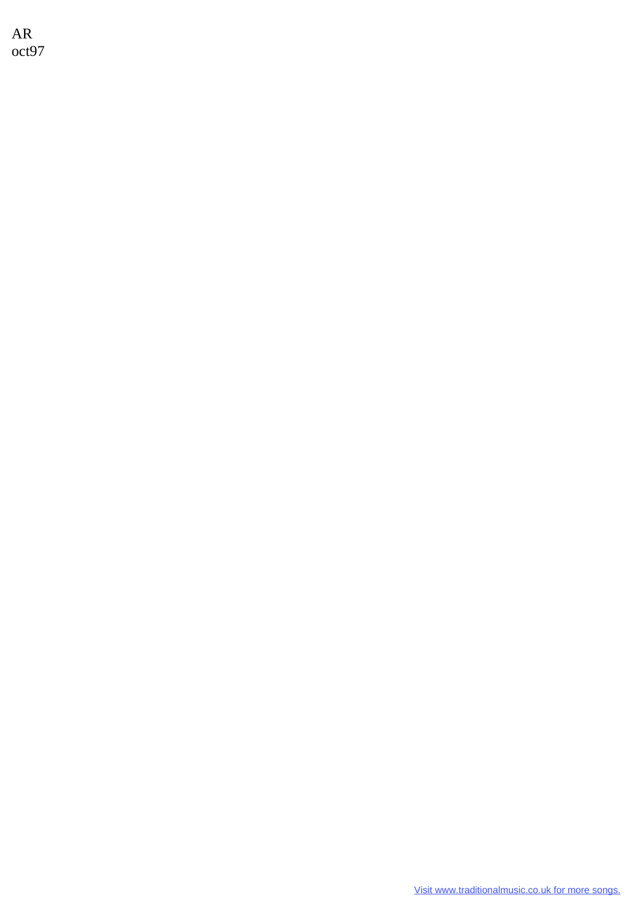AR
oct97